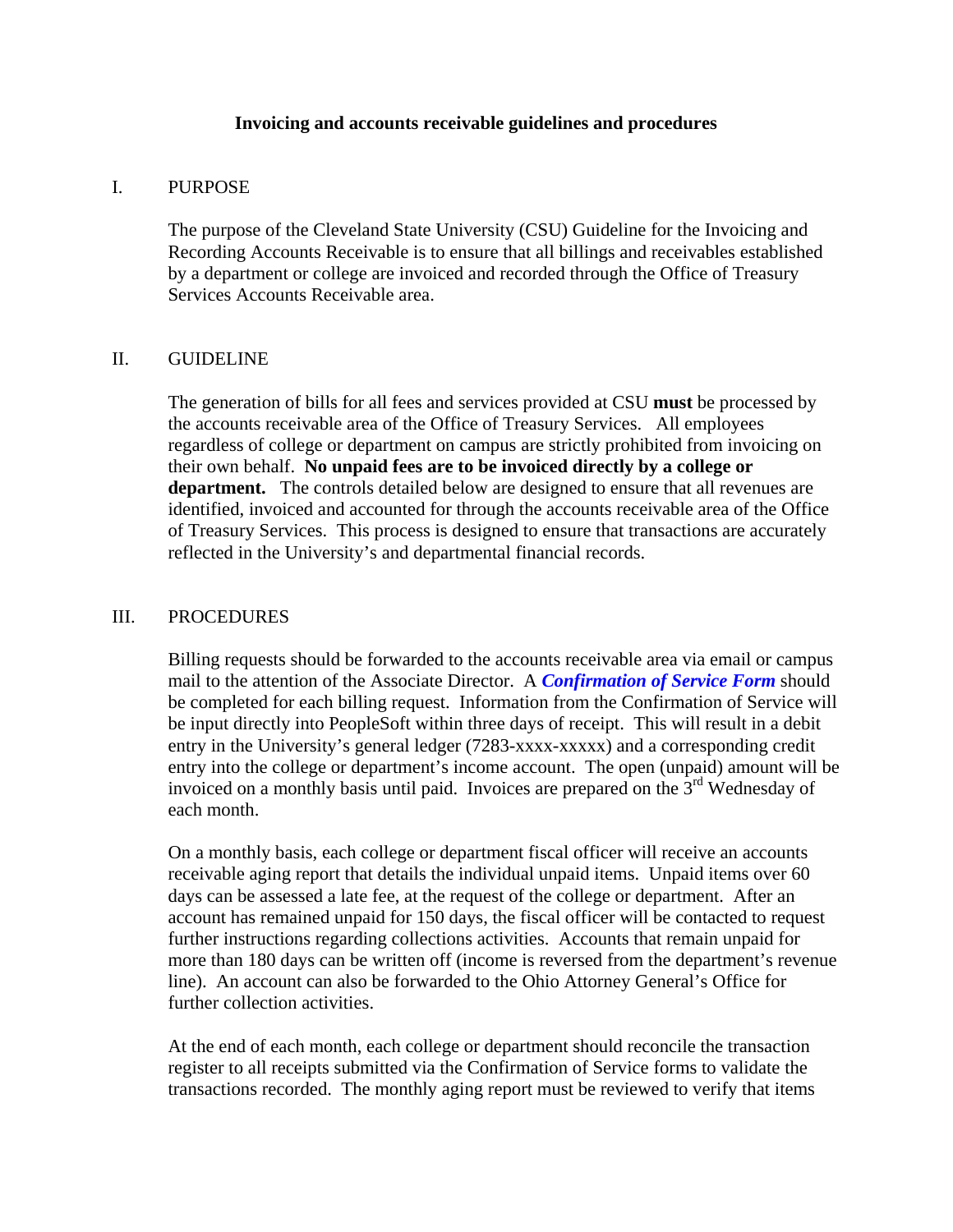# Invoicing and accounts receivable guidelines and procedures

## I. PURPOSE

The purpose of the Cleveland State University (CSU) Guideline for the Invoicing and Recording Accounts Receivable is to ensure that all billings and receivables established by a department or college are invoiced and recorded through the Office of Treasury Services Accounts Receivable area.

## II. GUIDELINE

The generation of bills for all fees and services provided at CSU **must** be processed by the accounts receivable area of the Office of Treasury Services. All employees regardless of college or department on campus are strictly prohibited from invoicing on their own behalf. **No unpaid fees are to be invoiced directly by a college or department.** The controls detailed below are designed to ensure that all revenues are identified, invoiced and accounted for through the accounts receivable area of the Office of Treasury Services. This process is designed to ensure that transactions are accurately reflected in the University's and departmental financial records.

## III. PROCEDURES

Billing requests should be forwarded to the accounts receivable area via email or campus mail to the attention of the Associate Director. A ***Confirmation of Service Form*** should be completed for each billing request. Information from the Confirmation of Service will be input directly into PeopleSoft within three days of receipt. This will result in a debit entry in the University's general ledger (7283-xxxx-xxxxx) and a corresponding credit entry into the college or department's income account. The open (unpaid) amount will be invoiced on a monthly basis until paid. Invoices are prepared on the 3rd Wednesday of each month.

On a monthly basis, each college or department fiscal officer will receive an accounts receivable aging report that details the individual unpaid items. Unpaid items over 60 days can be assessed a late fee, at the request of the college or department. After an account has remained unpaid for 150 days, the fiscal officer will be contacted to request further instructions regarding collections activities. Accounts that remain unpaid for more than 180 days can be written off (income is reversed from the department's revenue line). An account can also be forwarded to the Ohio Attorney General's Office for further collection activities.

At the end of each month, each college or department should reconcile the transaction register to all receipts submitted via the Confirmation of Service forms to validate the transactions recorded. The monthly aging report must be reviewed to verify that items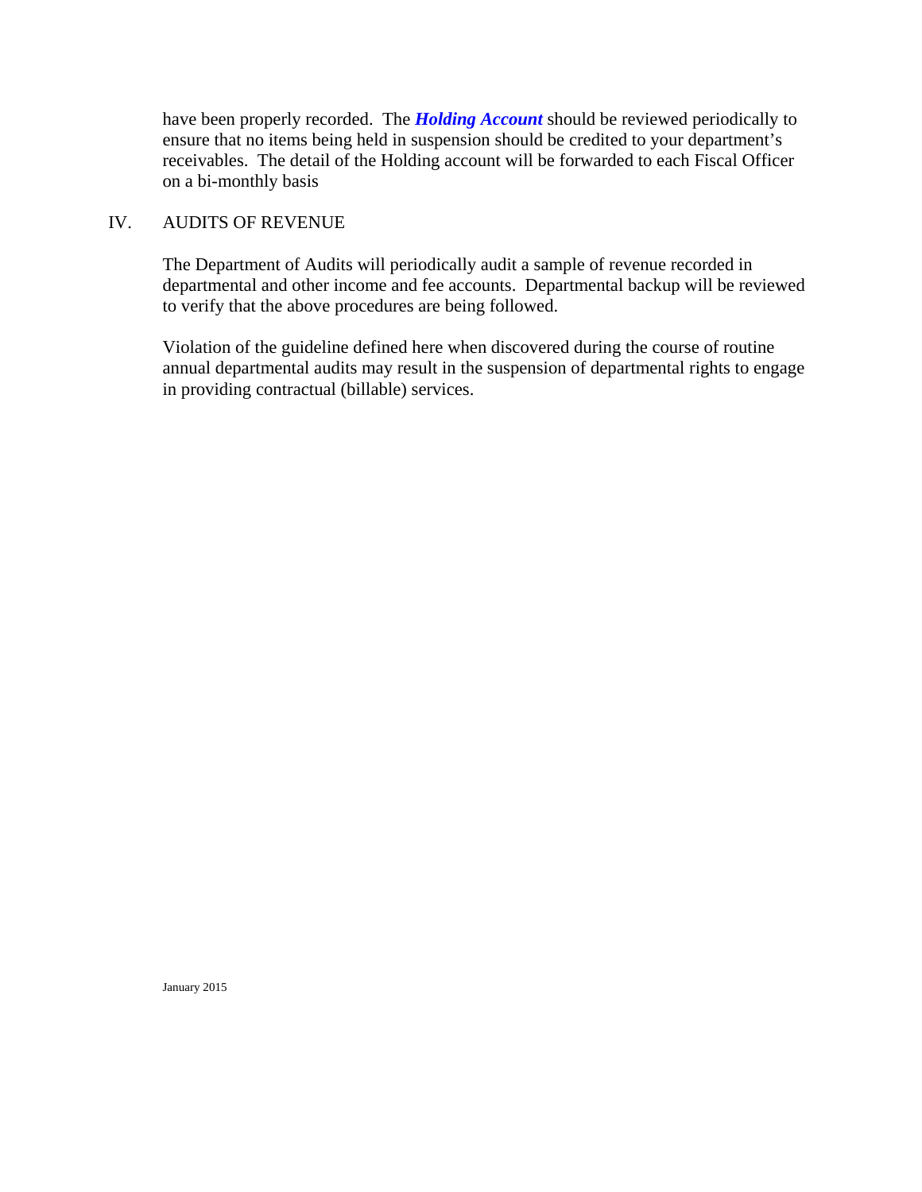have been properly recorded. The ***Holding Account*** should be reviewed periodically to ensure that no items being held in suspension should be credited to your department's receivables. The detail of the Holding account will be forwarded to each Fiscal Officer on a bi-monthly basis

## IV. AUDITS OF REVENUE

The Department of Audits will periodically audit a sample of revenue recorded in departmental and other income and fee accounts. Departmental backup will be reviewed to verify that the above procedures are being followed.

Violation of the guideline defined here when discovered during the course of routine annual departmental audits may result in the suspension of departmental rights to engage in providing contractual (billable) services.

January 2015